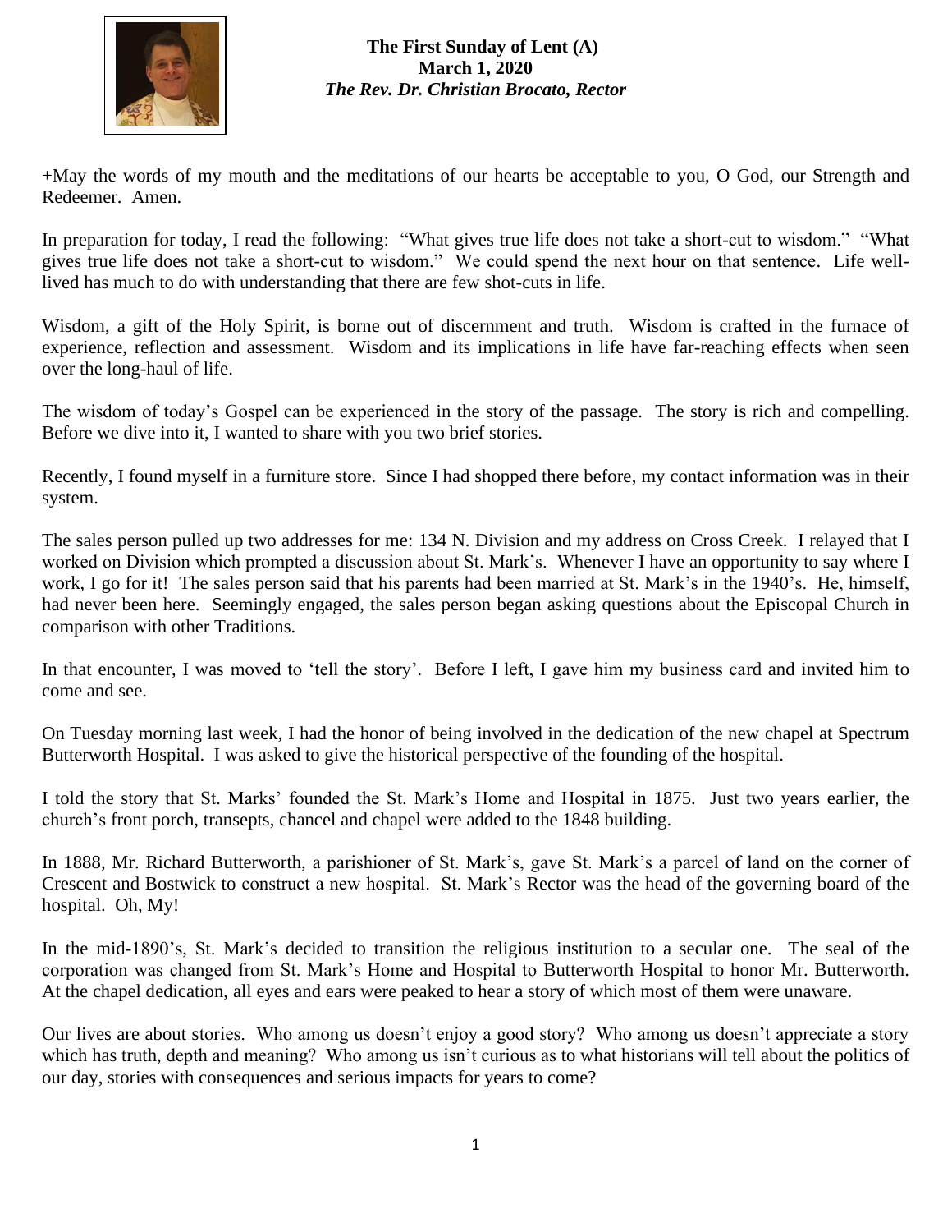**The First Sunday of Lent (A)**
**March 1, 2020**
***The Rev. Dr. Christian Brocato, Rector***

+May the words of my mouth and the meditations of our hearts be acceptable to you, O God, our Strength and Redeemer. Amen.

In preparation for today, I read the following: "What gives true life does not take a short-cut to wisdom." "What gives true life does not take a short-cut to wisdom." We could spend the next hour on that sentence. Life well-lived has much to do with understanding that there are few shot-cuts in life.

Wisdom, a gift of the Holy Spirit, is borne out of discernment and truth. Wisdom is crafted in the furnace of experience, reflection and assessment. Wisdom and its implications in life have far-reaching effects when seen over the long-haul of life.

The wisdom of today's Gospel can be experienced in the story of the passage. The story is rich and compelling. Before we dive into it, I wanted to share with you two brief stories.

Recently, I found myself in a furniture store. Since I had shopped there before, my contact information was in their system.

The sales person pulled up two addresses for me: 134 N. Division and my address on Cross Creek. I relayed that I worked on Division which prompted a discussion about St. Mark's. Whenever I have an opportunity to say where I work, I go for it! The sales person said that his parents had been married at St. Mark's in the 1940's. He, himself, had never been here. Seemingly engaged, the sales person began asking questions about the Episcopal Church in comparison with other Traditions.

In that encounter, I was moved to 'tell the story'. Before I left, I gave him my business card and invited him to come and see.

On Tuesday morning last week, I had the honor of being involved in the dedication of the new chapel at Spectrum Butterworth Hospital. I was asked to give the historical perspective of the founding of the hospital.

I told the story that St. Marks' founded the St. Mark's Home and Hospital in 1875. Just two years earlier, the church's front porch, transepts, chancel and chapel were added to the 1848 building.

In 1888, Mr. Richard Butterworth, a parishioner of St. Mark's, gave St. Mark's a parcel of land on the corner of Crescent and Bostwick to construct a new hospital. St. Mark's Rector was the head of the governing board of the hospital. Oh, My!

In the mid-1890's, St. Mark's decided to transition the religious institution to a secular one. The seal of the corporation was changed from St. Mark's Home and Hospital to Butterworth Hospital to honor Mr. Butterworth. At the chapel dedication, all eyes and ears were peaked to hear a story of which most of them were unaware.

Our lives are about stories. Who among us doesn't enjoy a good story? Who among us doesn't appreciate a story which has truth, depth and meaning? Who among us isn't curious as to what historians will tell about the politics of our day, stories with consequences and serious impacts for years to come?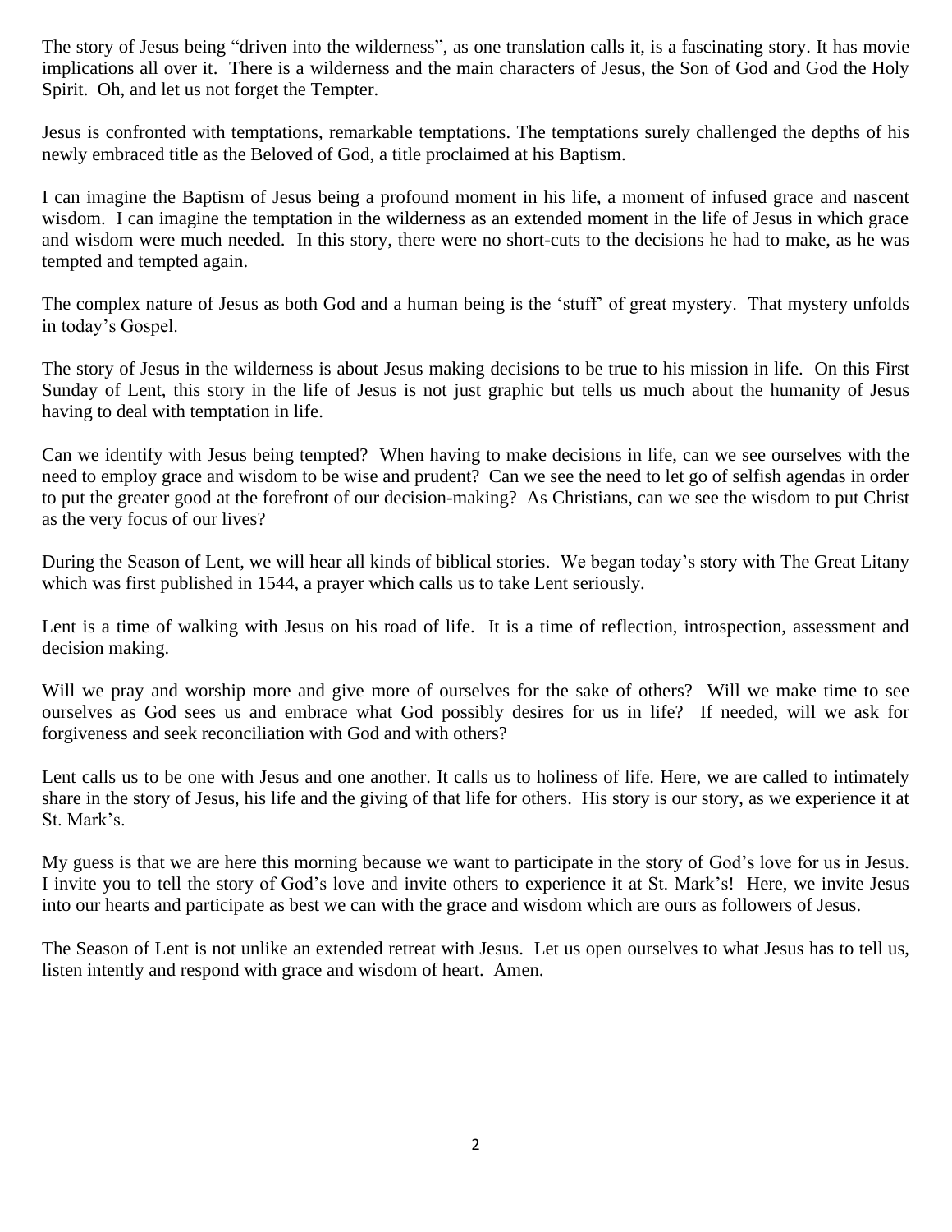The story of Jesus being “driven into the wilderness”, as one translation calls it, is a fascinating story. It has movie implications all over it. There is a wilderness and the main characters of Jesus, the Son of God and God the Holy Spirit. Oh, and let us not forget the Tempter.

Jesus is confronted with temptations, remarkable temptations. The temptations surely challenged the depths of his newly embraced title as the Beloved of God, a title proclaimed at his Baptism.

I can imagine the Baptism of Jesus being a profound moment in his life, a moment of infused grace and nascent wisdom. I can imagine the temptation in the wilderness as an extended moment in the life of Jesus in which grace and wisdom were much needed. In this story, there were no short-cuts to the decisions he had to make, as he was tempted and tempted again.

The complex nature of Jesus as both God and a human being is the ‘stuff’ of great mystery. That mystery unfolds in today’s Gospel.

The story of Jesus in the wilderness is about Jesus making decisions to be true to his mission in life. On this First Sunday of Lent, this story in the life of Jesus is not just graphic but tells us much about the humanity of Jesus having to deal with temptation in life.

Can we identify with Jesus being tempted? When having to make decisions in life, can we see ourselves with the need to employ grace and wisdom to be wise and prudent? Can we see the need to let go of selfish agendas in order to put the greater good at the forefront of our decision-making? As Christians, can we see the wisdom to put Christ as the very focus of our lives?

During the Season of Lent, we will hear all kinds of biblical stories. We began today’s story with The Great Litany which was first published in 1544, a prayer which calls us to take Lent seriously.

Lent is a time of walking with Jesus on his road of life. It is a time of reflection, introspection, assessment and decision making.

Will we pray and worship more and give more of ourselves for the sake of others? Will we make time to see ourselves as God sees us and embrace what God possibly desires for us in life? If needed, will we ask for forgiveness and seek reconciliation with God and with others?

Lent calls us to be one with Jesus and one another. It calls us to holiness of life. Here, we are called to intimately share in the story of Jesus, his life and the giving of that life for others. His story is our story, as we experience it at St. Mark’s.

My guess is that we are here this morning because we want to participate in the story of God’s love for us in Jesus. I invite you to tell the story of God’s love and invite others to experience it at St. Mark’s! Here, we invite Jesus into our hearts and participate as best we can with the grace and wisdom which are ours as followers of Jesus.

The Season of Lent is not unlike an extended retreat with Jesus. Let us open ourselves to what Jesus has to tell us, listen intently and respond with grace and wisdom of heart. Amen.